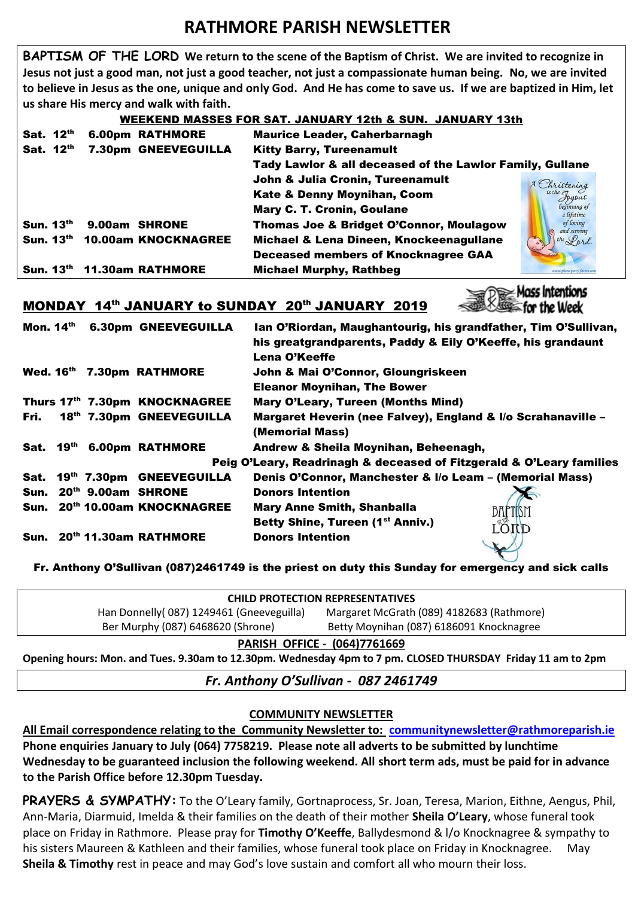# RATHMORE PARISH NEWSLETTER

**BAPTISM OF THE LORD We return to the scene of the Baptism of Christ. We are invited to recognize in Jesus not just a good man, not just a good teacher, not just a compassionate human being. No, we are invited to believe in Jesus as the one, unique and only God. And He has come to save us. If we are baptized in Him, let us share His mercy and walk with faith.**

## WEEKEND MASSES FOR SAT. JANUARY 12th & SUN. JANUARY 13th

| | | |
|---|---|---|
| **Sat. 12th** | **6.00pm RATHMORE** | **Maurice Leader, Caherbarnagh** |
| **Sat. 12th** | **7.30pm GNEEVEGUILLA** | **Kitty Barry, Tureenamult** |
| | | **Tady Lawlor & all deceased of the Lawlor Family, Gullane** |
| | | **John & Julia Cronin, Tureenamult** |
| | | **Kate & Denny Moynihan, Coom** |
| | | **Mary C. T. Cronin, Goulane** |
| **Sun. 13th** | **9.00am SHRONE** | **Thomas Joe & Bridget O'Connor, Moulagow** |
| **Sun. 13th** | **10.00am KNOCKNAGREE** | **Michael & Lena Dineen, Knockeenagullane** |
| | | **Deceased members of Knocknagree GAA** |
| **Sun. 13th** | **11.30am RATHMORE** | **Michael Murphy, Rathbeg** |

## MONDAY 14th JANUARY to SUNDAY 20th JANUARY 2019

Mass Intentions for the Week

| | | |
|---|---|---|
| **Mon. 14th** | **6.30pm GNEEVEGUILLA** | **Ian O'Riordan, Maughantourig, his grandfather, Tim O'Sullivan, his greatgrandparents, Paddy & Eily O'Keeffe, his grandaunt Lena O'Keeffe** |
| **Wed. 16th** | **7.30pm RATHMORE** | **John & Mai O'Connor, Gloungriskeen** |
| | | **Eleanor Moynihan, The Bower** |
| **Thurs 17th** | **7.30pm KNOCKNAGREE** | **Mary O'Leary, Tureen (Months Mind)** |
| **Fri. 18th** | **7.30pm GNEEVEGUILLA** | **Margaret Heverin (nee Falvey), England & l/o Scrahanaville – (Memorial Mass)** |
| **Sat. 19th** | **6.00pm RATHMORE** | **Andrew & Sheila Moynihan, Beheenagh,** |
| | | **Peig O'Leary, Readrinagh & deceased of Fitzgerald & O'Leary families** |
| **Sat. 19th** | **7.30pm GNEEVEGUILLA** | **Denis O'Connor, Manchester & l/o Leam – (Memorial Mass)** |
| **Sun. 20th** | **9.00am SHRONE** | **Donors Intention** |
| **Sun. 20th** | **10.00am KNOCKNAGREE** | **Mary Anne Smith, Shanballa** |
| | | **Betty Shine, Tureen (1st Anniv.)** |
| **Sun. 20th** | **11.30am RATHMORE** | **Donors Intention** |

**Fr. Anthony O'Sullivan (087)2461749 is the priest on duty this Sunday for emergency and sick calls**

**CHILD PROTECTION REPRESENTATIVES**

| | |
|---|---|
| Han Donnelly( 087) 1249461 (Gneeveguilla) | Margaret McGrath (089) 4182683 (Rathmore) |
| Ber Murphy (087) 6468620 (Shrone) | Betty Moynihan (087) 6186091 Knocknagree |

**PARISH OFFICE - (064)7761669**

**Opening hours: Mon. and Tues. 9.30am to 12.30pm. Wednesday 4pm to 7 pm. CLOSED THURSDAY Friday 11 am to 2pm**

*Fr. Anthony O'Sullivan - 087 2461749*

**COMMUNITY NEWSLETTER**

**All Email correspondence relating to the Community Newsletter to: communitynewsletter@rathmoreparish.ie Phone enquiries January to July (064) 7758219. Please note all adverts to be submitted by lunchtime Wednesday to be guaranteed inclusion the following weekend. All short term ads, must be paid for in advance to the Parish Office before 12.30pm Tuesday.**

**PRAYERS & SYMPATHY:** To the O'Leary family, Gortnaprocess, Sr. Joan, Teresa, Marion, Eithne, Aengus, Phil, Ann-Maria, Diarmuid, Imelda & their families on the death of their mother **Sheila O'Leary**, whose funeral took place on Friday in Rathmore. Please pray for **Timothy O'Keeffe**, Ballydesmond & l/o Knocknagree & sympathy to his sisters Maureen & Kathleen and their families, whose funeral took place on Friday in Knocknagree. May **Sheila & Timothy** rest in peace and may God's love sustain and comfort all who mourn their loss.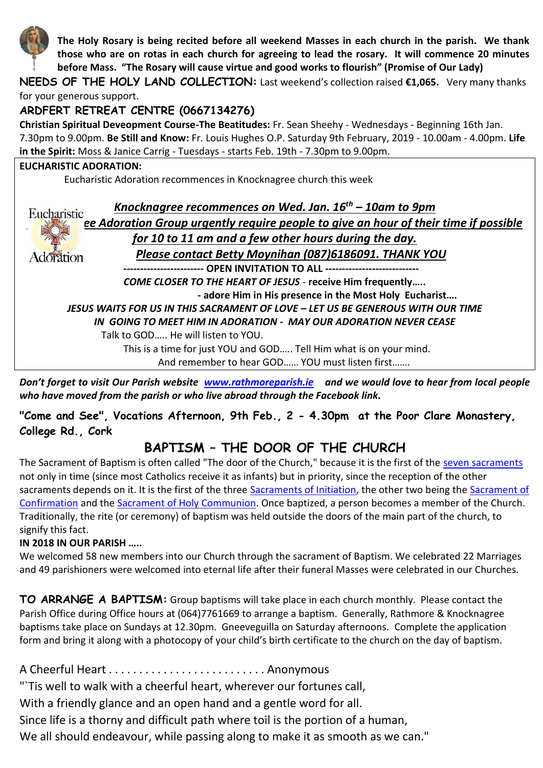**The Holy Rosary is being recited before all weekend Masses in each church in the parish. We thank those who are on rotas in each church for agreeing to lead the rosary. It will commence 20 minutes before Mass. "The Rosary will cause virtue and good works to flourish" (Promise of Our Lady)**

**NEEDS OF THE HOLY LAND COLLECTION:** Last weekend's collection raised **€1,065.** Very many thanks for your generous support.

## ARDFERT RETREAT CENTRE (0667134276)

**Christian Spiritual Deveopment Course-The Beatitudes:** Fr. Sean Sheehy - Wednesdays - Beginning 16th Jan. 7.30pm to 9.00pm. **Be Still and Know:** Fr. Louis Hughes O.P. Saturday 9th February, 2019 - 10.00am - 4.00pm. **Life in the Spirit:** Moss & Janice Carrig - Tuesdays - starts Feb. 19th - 7.30pm to 9.00pm.

**EUCHARISTIC ADORATION:**

Eucharistic Adoration recommences in Knocknagree church this week

***Knocknagree recommences on Wed. Jan. 16th – 10am to 9pm***

***ee Adoration Group urgently require people to give an hour of their time if possible for 10 to 11 am and a few other hours during the day.***

***Please contact Betty Moynihan (087)6186091. THANK YOU***

**----------------------- OPEN INVITATION TO ALL ---------------------------**

***COME CLOSER TO THE HEART OF JESUS*** - **receive Him frequently…..**

**- adore Him in His presence in the Most Holy Eucharist….**

***JESUS WAITS FOR US IN THIS SACRAMENT OF LOVE – LET US BE GENEROUS WITH OUR TIME IN GOING TO MEET HIM IN ADORATION - MAY OUR ADORATION NEVER CEASE***

Talk to GOD….. He will listen to YOU.

This is a time for just YOU and GOD….. Tell Him what is on your mind.

And remember to hear GOD…… YOU must listen first…….

***Don't forget to visit Our Parish website www.rathmoreparish.ie and we would love to hear from local people who have moved from the parish or who live abroad through the Facebook link.***

**"Come and See", Vocations Afternoon, 9th Feb., 2 - 4.30pm at the Poor Clare Monastery, College Rd., Cork**

## BAPTISM – THE DOOR OF THE CHURCH

The Sacrament of Baptism is often called "The door of the Church," because it is the first of the seven sacraments not only in time (since most Catholics receive it as infants) but in priority, since the reception of the other sacraments depends on it. It is the first of the three Sacraments of Initiation, the other two being the Sacrament of Confirmation and the Sacrament of Holy Communion. Once baptized, a person becomes a member of the Church. Traditionally, the rite (or ceremony) of baptism was held outside the doors of the main part of the church, to signify this fact.

**IN 2018 IN OUR PARISH …..**

We welcomed 58 new members into our Church through the sacrament of Baptism. We celebrated 22 Marriages and 49 parishioners were welcomed into eternal life after their funeral Masses were celebrated in our Churches.

**TO ARRANGE A BAPTISM:** Group baptisms will take place in each church monthly. Please contact the Parish Office during Office hours at (064)7761669 to arrange a baptism. Generally, Rathmore & Knocknagree baptisms take place on Sundays at 12.30pm. Gneeveguilla on Saturday afternoons. Complete the application form and bring it along with a photocopy of your child's birth certificate to the church on the day of baptism.

A Cheerful Heart . . . . . . . . . . . . . . . . . . . . . . . . . . Anonymous

"`Tis well to walk with a cheerful heart, wherever our fortunes call,
With a friendly glance and an open hand and a gentle word for all.
Since life is a thorny and difficult path where toil is the portion of a human,
We all should endeavour, while passing along to make it as smooth as we can."